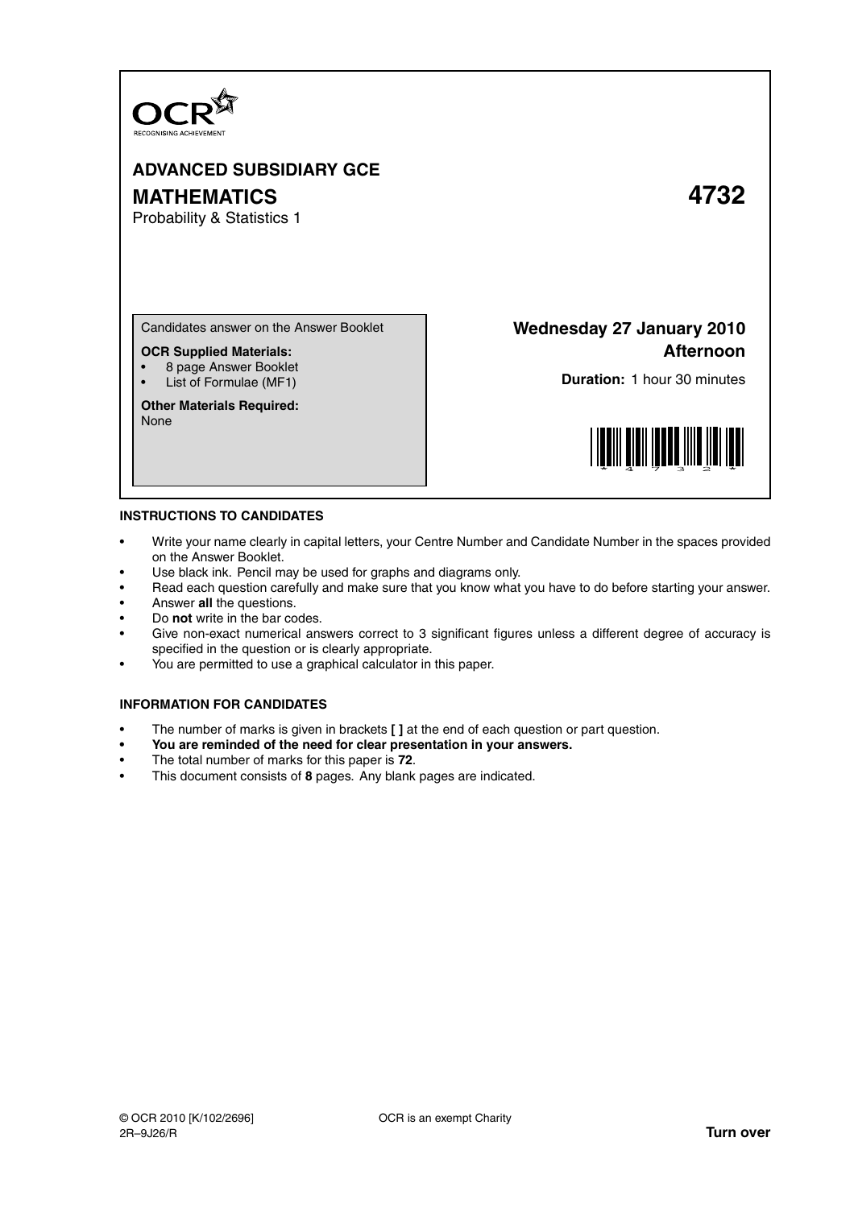OCR
RECOGNISING ACHIEVEMENT

# ADVANCED SUBSIDIARY GCE

# MATHEMATICS 4732

Probability & Statistics 1

Candidates answer on the Answer Booklet

**OCR Supplied Materials:**

- 8 page Answer Booklet
- List of Formulae (MF1)

**Other Materials Required:**
None

**Wednesday 27 January 2010**
**Afternoon**

**Duration:** 1 hour 30 minutes

## INSTRUCTIONS TO CANDIDATES

- Write your name clearly in capital letters, your Centre Number and Candidate Number in the spaces provided on the Answer Booklet.
- Use black ink. Pencil may be used for graphs and diagrams only.
- Read each question carefully and make sure that you know what you have to do before starting your answer.
- Answer **all** the questions.
- Do **not** write in the bar codes.
- Give non-exact numerical answers correct to 3 significant figures unless a different degree of accuracy is specified in the question or is clearly appropriate.
- You are permitted to use a graphical calculator in this paper.

## INFORMATION FOR CANDIDATES

- The number of marks is given in brackets **[ ]** at the end of each question or part question.
- **You are reminded of the need for clear presentation in your answers.**
- The total number of marks for this paper is **72**.
- This document consists of **8** pages. Any blank pages are indicated.

© OCR 2010 [K/102/2696] OCR is an exempt Charity
2R–9J26/R **Turn over**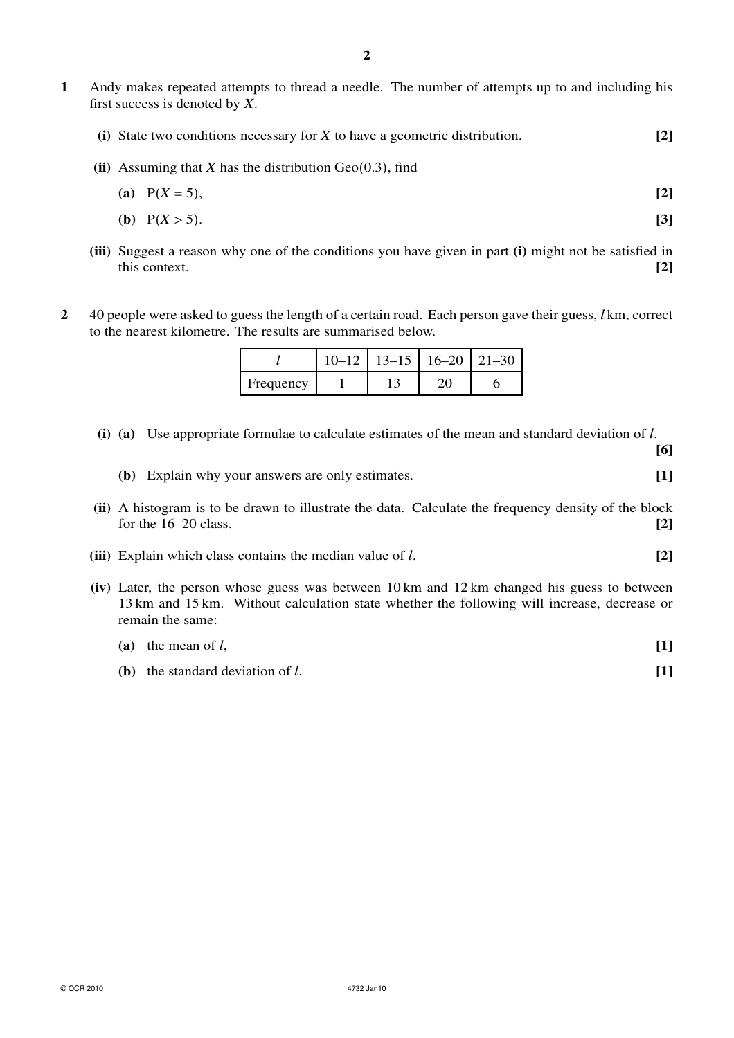**1** Andy makes repeated attempts to thread a needle. The number of attempts up to and including his first success is denoted by $X$.

**(i)** State two conditions necessary for $X$ to have a geometric distribution. **[2]**

**(ii)** Assuming that $X$ has the distribution Geo(0.3), find

**(a)** $P(X = 5)$, **[2]**

**(b)** $P(X > 5)$. **[3]**

**(iii)** Suggest a reason why one of the conditions you have given in part **(i)** might not be satisfied in this context. **[2]**

**2** 40 people were asked to guess the length of a certain road. Each person gave their guess, $l$ km, correct to the nearest kilometre. The results are summarised below.

| $l$ | 10–12 | 13–15 | 16–20 | 21–30 |
|---|---|---|---|---|
| Frequency | 1 | 13 | 20 | 6 |

**(i) (a)** Use appropriate formulae to calculate estimates of the mean and standard deviation of $l$. **[6]**

**(b)** Explain why your answers are only estimates. **[1]**

**(ii)** A histogram is to be drawn to illustrate the data. Calculate the frequency density of the block for the 16–20 class. **[2]**

**(iii)** Explain which class contains the median value of $l$. **[2]**

**(iv)** Later, the person whose guess was between 10 km and 12 km changed his guess to between 13 km and 15 km. Without calculation state whether the following will increase, decrease or remain the same:

**(a)** the mean of $l$, **[1]**

**(b)** the standard deviation of $l$. **[1]**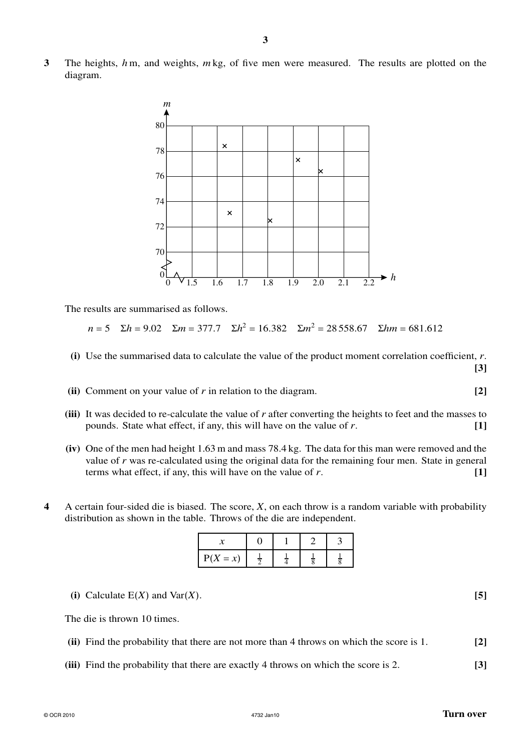**3** The heights, $h$ m, and weights, $m$ kg, of five men were measured. The results are plotted on the diagram.

The results are summarised as follows.

$$n = 5 \quad \Sigma h = 9.02 \quad \Sigma m = 377.7 \quad \Sigma h^2 = 16.382 \quad \Sigma m^2 = 28\,558.67 \quad \Sigma hm = 681.612$$

**(i)** Use the summarised data to calculate the value of the product moment correlation coefficient, $r$. **[3]**

**(ii)** Comment on your value of $r$ in relation to the diagram. **[2]**

**(iii)** It was decided to re-calculate the value of $r$ after converting the heights to feet and the masses to pounds. State what effect, if any, this will have on the value of $r$. **[1]**

**(iv)** One of the men had height 1.63 m and mass 78.4 kg. The data for this man were removed and the value of $r$ was re-calculated using the original data for the remaining four men. State in general terms what effect, if any, this will have on the value of $r$. **[1]**

**4** A certain four-sided die is biased. The score, $X$, on each throw is a random variable with probability distribution as shown in the table. Throws of the die are independent.

| $x$ | 0 | 1 | 2 | 3 |
|---|---|---|---|---|
| $\mathrm{P}(X = x)$ | $\frac{1}{2}$ | $\frac{1}{4}$ | $\frac{1}{8}$ | $\frac{1}{8}$ |

**(i)** Calculate $\mathrm{E}(X)$ and $\mathrm{Var}(X)$. **[5]**

The die is thrown 10 times.

**(ii)** Find the probability that there are not more than 4 throws on which the score is 1. **[2]**

**(iii)** Find the probability that there are exactly 4 throws on which the score is 2. **[3]**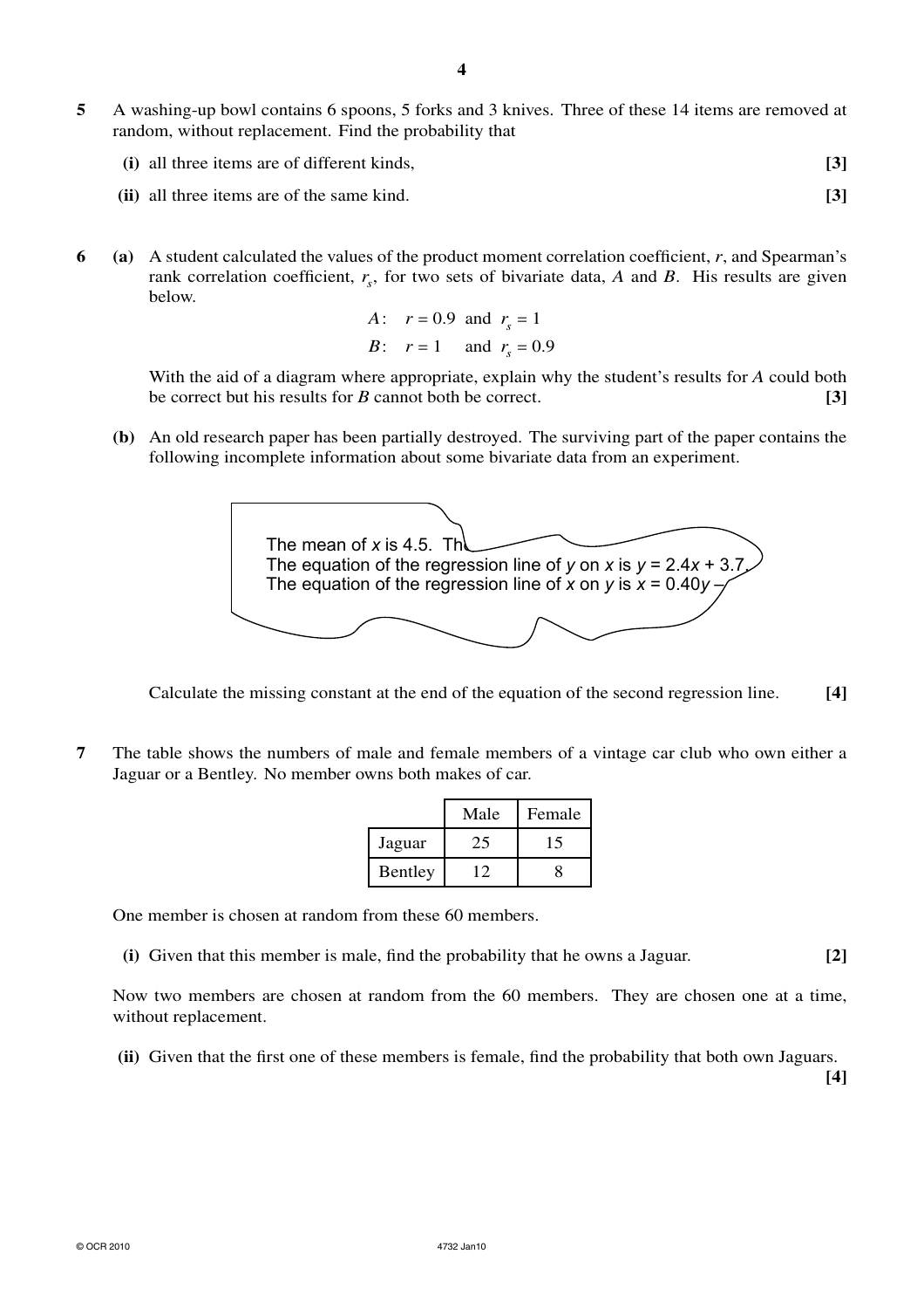**5** A washing-up bowl contains 6 spoons, 5 forks and 3 knives. Three of these 14 items are removed at random, without replacement. Find the probability that

**(i)** all three items are of different kinds, **[3]**

**(ii)** all three items are of the same kind. **[3]**

**6** **(a)** A student calculated the values of the product moment correlation coefficient, $r$, and Spearman's rank correlation coefficient, $r_s$, for two sets of bivariate data, $A$ and $B$. His results are given below.

$$A: \quad r = 0.9 \text{ and } r_s = 1$$
$$B: \quad r = 1 \quad \text{ and } r_s = 0.9$$

With the aid of a diagram where appropriate, explain why the student's results for $A$ could both be correct but his results for $B$ cannot both be correct. **[3]**

**(b)** An old research paper has been partially destroyed. The surviving part of the paper contains the following incomplete information about some bivariate data from an experiment.

> The mean of $x$ is 4.5. Th
> The equation of the regression line of $y$ on $x$ is $y = 2.4x + 3.7$.
> The equation of the regression line of $x$ on $y$ is $x = 0.40y -$

Calculate the missing constant at the end of the equation of the second regression line. **[4]**

**7** The table shows the numbers of male and female members of a vintage car club who own either a Jaguar or a Bentley. No member owns both makes of car.

| | Male | Female |
|---|---|---|
| Jaguar | 25 | 15 |
| Bentley | 12 | 8 |

One member is chosen at random from these 60 members.

**(i)** Given that this member is male, find the probability that he owns a Jaguar. **[2]**

Now two members are chosen at random from the 60 members. They are chosen one at a time, without replacement.

**(ii)** Given that the first one of these members is female, find the probability that both own Jaguars. **[4]**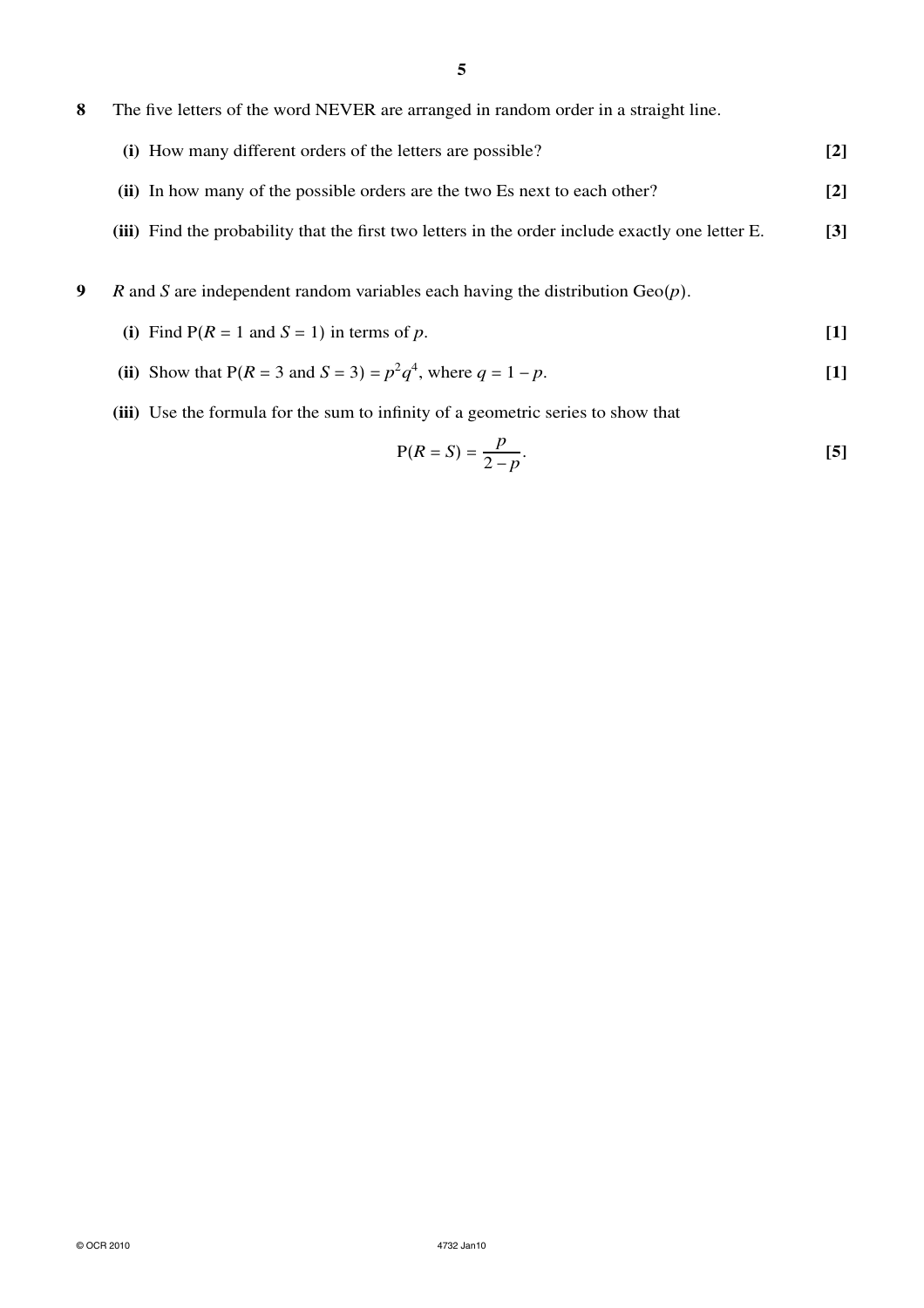**8** The five letters of the word NEVER are arranged in random order in a straight line.

**(i)** How many different orders of the letters are possible? **[2]**

**(ii)** In how many of the possible orders are the two Es next to each other? **[2]**

**(iii)** Find the probability that the first two letters in the order include exactly one letter E. **[3]**

**9** $R$ and $S$ are independent random variables each having the distribution $\text{Geo}(p)$.

**(i)** Find $\text{P}(R = 1 \text{ and } S = 1)$ in terms of $p$. **[1]**

**(ii)** Show that $\text{P}(R = 3 \text{ and } S = 3) = p^2q^4$, where $q = 1 - p$. **[1]**

**(iii)** Use the formula for the sum to infinity of a geometric series to show that

$$\text{P}(R = S) = \frac{p}{2 - p}.$$

**[5]**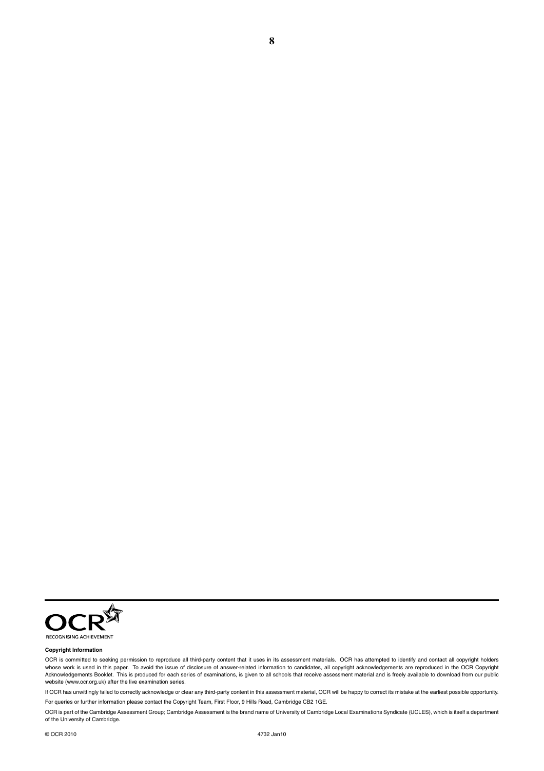RECOGNISING ACHIEVEMENT

**Copyright Information**

OCR is committed to seeking permission to reproduce all third-party content that it uses in its assessment materials. OCR has attempted to identify and contact all copyright holders whose work is used in this paper. To avoid the issue of disclosure of answer-related information to candidates, all copyright acknowledgements are reproduced in the OCR Copyright Acknowledgements Booklet. This is produced for each series of examinations, is given to all schools that receive assessment material and is freely available to download from our public website (www.ocr.org.uk) after the live examination series.

If OCR has unwittingly failed to correctly acknowledge or clear any third-party content in this assessment material, OCR will be happy to correct its mistake at the earliest possible opportunity.

For queries or further information please contact the Copyright Team, First Floor, 9 Hills Road, Cambridge CB2 1GE.

OCR is part of the Cambridge Assessment Group; Cambridge Assessment is the brand name of University of Cambridge Local Examinations Syndicate (UCLES), which is itself a department of the University of Cambridge.

© OCR 2010 4732 Jan10